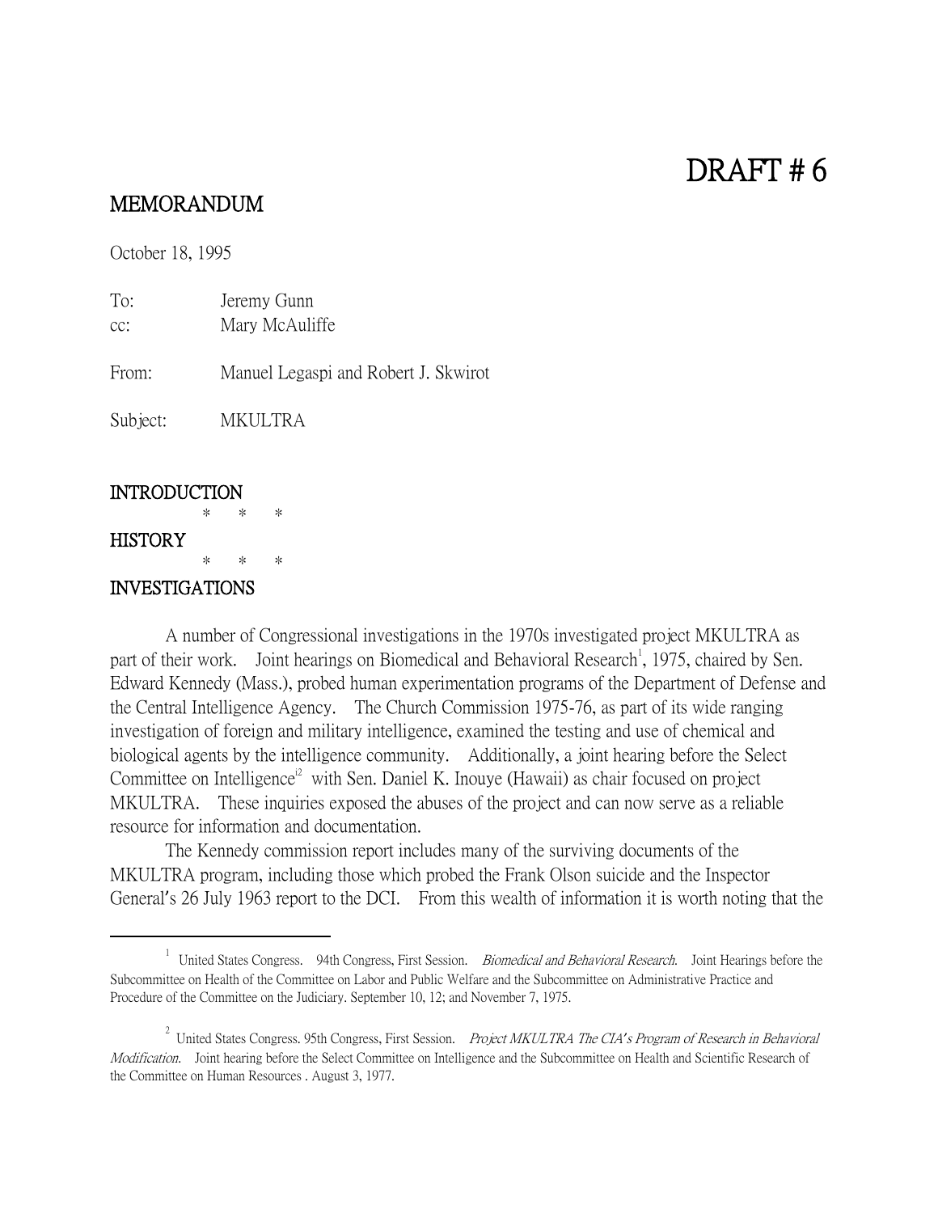# DRAFT # 6

## MEMORANDUM

October 18, 1995

To: Jeremy Gunn
cc: Mary McAuliffe

From: Manuel Legaspi and Robert J. Skwirot

Subject: MKULTRA

## INTRODUCTION

\* \* \*

## HISTORY

\* \* \*

## INVESTIGATIONS

A number of Congressional investigations in the 1970s investigated project MKULTRA as part of their work. Joint hearings on Biomedical and Behavioral Research[1], 1975, chaired by Sen. Edward Kennedy (Mass.), probed human experimentation programs of the Department of Defense and the Central Intelligence Agency. The Church Commission 1975-76, as part of its wide ranging investigation of foreign and military intelligence, examined the testing and use of chemical and biological agents by the intelligence community. Additionally, a joint hearing before the Select Committee on Intelligence[i2] with Sen. Daniel K. Inouye (Hawaii) as chair focused on project MKULTRA. These inquiries exposed the abuses of the project and can now serve as a reliable resource for information and documentation.

The Kennedy commission report includes many of the surviving documents of the MKULTRA program, including those which probed the Frank Olson suicide and the Inspector General's 26 July 1963 report to the DCI. From this wealth of information it is worth noting that the

---

[1] United States Congress. 94th Congress, First Session. *Biomedical and Behavioral Research.* Joint Hearings before the Subcommittee on Health of the Committee on Labor and Public Welfare and the Subcommittee on Administrative Practice and Procedure of the Committee on the Judiciary. September 10, 12; and November 7, 1975.

[2] United States Congress. 95th Congress, First Session. *Project MKULTRA The CIA's Program of Research in Behavioral Modification.* Joint hearing before the Select Committee on Intelligence and the Subcommittee on Health and Scientific Research of the Committee on Human Resources . August 3, 1977.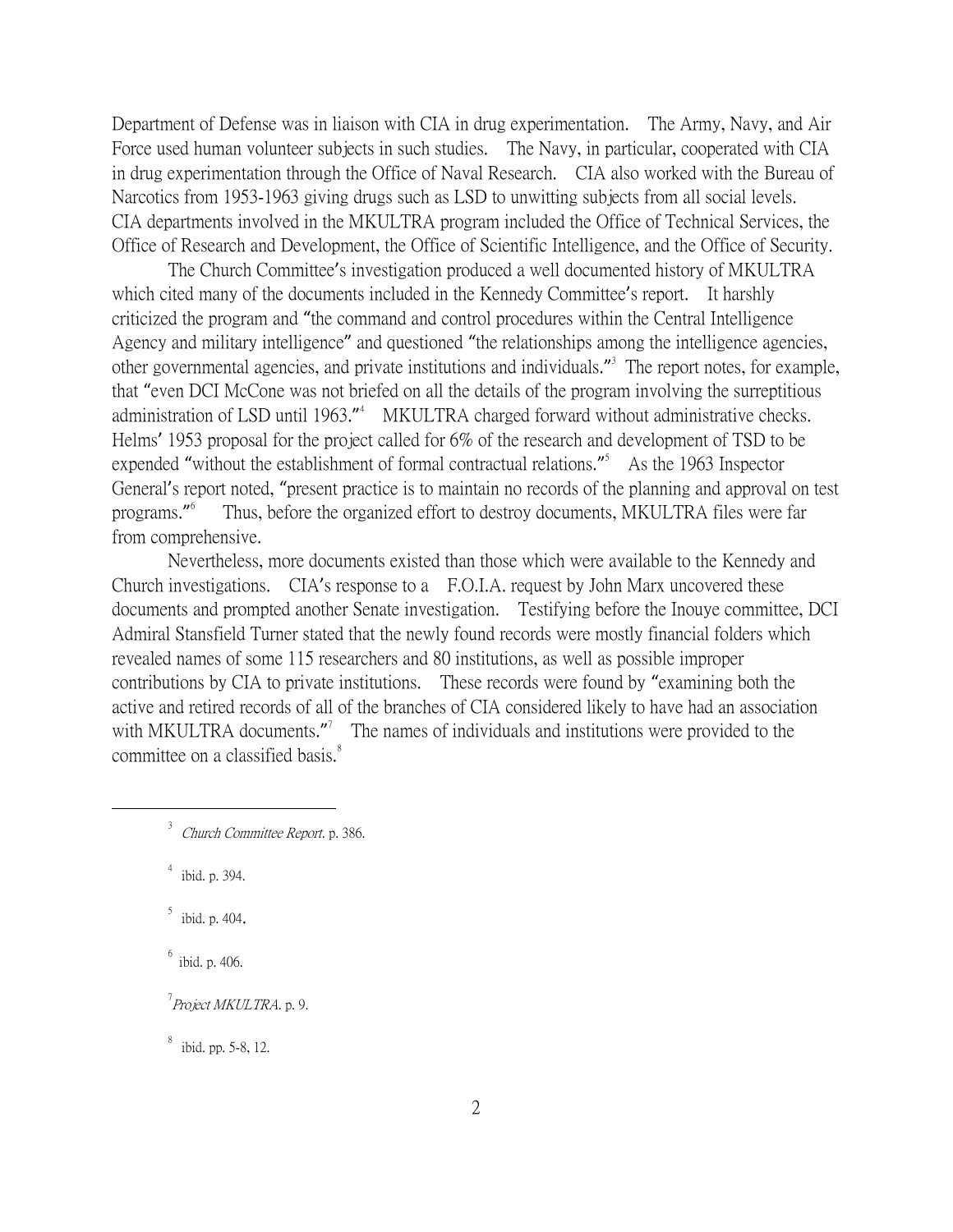Department of Defense was in liaison with CIA in drug experimentation. The Army, Navy, and Air Force used human volunteer subjects in such studies. The Navy, in particular, cooperated with CIA in drug experimentation through the Office of Naval Research. CIA also worked with the Bureau of Narcotics from 1953-1963 giving drugs such as LSD to unwitting subjects from all social levels. CIA departments involved in the MKULTRA program included the Office of Technical Services, the Office of Research and Development, the Office of Scientific Intelligence, and the Office of Security.

The Church Committee's investigation produced a well documented history of MKULTRA which cited many of the documents included in the Kennedy Committee's report. It harshly criticized the program and "the command and control procedures within the Central Intelligence Agency and military intelligence" and questioned "the relationships among the intelligence agencies, other governmental agencies, and private institutions and individuals."[3] The report notes, for example, that "even DCI McCone was not briefed on all the details of the program involving the surreptitious administration of LSD until 1963."[4] MKULTRA charged forward without administrative checks. Helms' 1953 proposal for the project called for 6% of the research and development of TSD to be expended "without the establishment of formal contractual relations."[5] As the 1963 Inspector General's report noted, "present practice is to maintain no records of the planning and approval on test programs."[6] Thus, before the organized effort to destroy documents, MKULTRA files were far from comprehensive.

Nevertheless, more documents existed than those which were available to the Kennedy and Church investigations. CIA's response to a F.O.I.A. request by John Marx uncovered these documents and prompted another Senate investigation. Testifying before the Inouye committee, DCI Admiral Stansfield Turner stated that the newly found records were mostly financial folders which revealed names of some 115 researchers and 80 institutions, as well as possible improper contributions by CIA to private institutions. These records were found by "examining both the active and retired records of all of the branches of CIA considered likely to have had an association with MKULTRA documents."[7] The names of individuals and institutions were provided to the committee on a classified basis.[8]

---

[3] *Church Committee Report*. p. 386.

[4] ibid. p. 394.

[5] ibid. p. 404.

[6] ibid. p. 406.

[7] *Project MKULTRA*. p. 9.

[8] ibid. pp. 5-8, 12.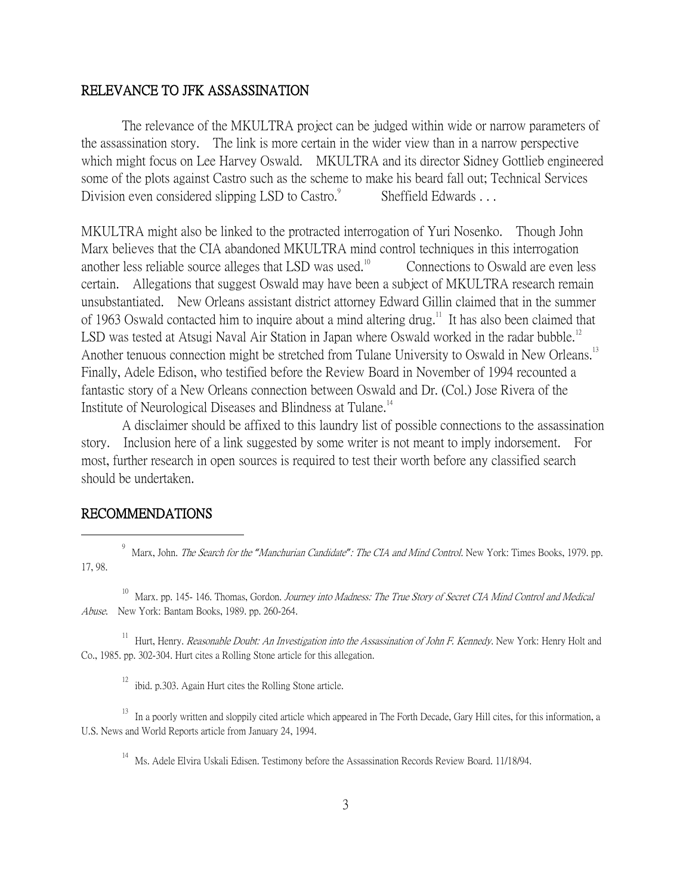## RELEVANCE TO JFK ASSASSINATION

The relevance of the MKULTRA project can be judged within wide or narrow parameters of the assassination story. The link is more certain in the wider view than in a narrow perspective which might focus on Lee Harvey Oswald. MKULTRA and its director Sidney Gottlieb engineered some of the plots against Castro such as the scheme to make his beard fall out; Technical Services Division even considered slipping LSD to Castro.[9] Sheffield Edwards . . .

MKULTRA might also be linked to the protracted interrogation of Yuri Nosenko. Though John Marx believes that the CIA abandoned MKULTRA mind control techniques in this interrogation another less reliable source alleges that LSD was used.[10] Connections to Oswald are even less certain. Allegations that suggest Oswald may have been a subject of MKULTRA research remain unsubstantiated. New Orleans assistant district attorney Edward Gillin claimed that in the summer of 1963 Oswald contacted him to inquire about a mind altering drug.[11] It has also been claimed that LSD was tested at Atsugi Naval Air Station in Japan where Oswald worked in the radar bubble.[12] Another tenuous connection might be stretched from Tulane University to Oswald in New Orleans.[13] Finally, Adele Edison, who testified before the Review Board in November of 1994 recounted a fantastic story of a New Orleans connection between Oswald and Dr. (Col.) Jose Rivera of the Institute of Neurological Diseases and Blindness at Tulane.[14]

A disclaimer should be affixed to this laundry list of possible connections to the assassination story. Inclusion here of a link suggested by some writer is not meant to imply indorsement. For most, further research in open sources is required to test their worth before any classified search should be undertaken.

## RECOMMENDATIONS

---

[9] Marx, John. *The Search for the "Manchurian Candidate": The CIA and Mind Control*. New York: Times Books, 1979. pp. 17, 98.

[10] Marx. pp. 145- 146. Thomas, Gordon. *Journey into Madness: The True Story of Secret CIA Mind Control and Medical Abuse*. New York: Bantam Books, 1989. pp. 260-264.

[11] Hurt, Henry. *Reasonable Doubt: An Investigation into the Assassination of John F. Kennedy*. New York: Henry Holt and Co., 1985. pp. 302-304. Hurt cites a Rolling Stone article for this allegation.

[12] ibid. p.303. Again Hurt cites the Rolling Stone article.

[13] In a poorly written and sloppily cited article which appeared in The Forth Decade, Gary Hill cites, for this information, a U.S. News and World Reports article from January 24, 1994.

[14] Ms. Adele Elvira Uskali Edisen. Testimony before the Assassination Records Review Board. 11/18/94.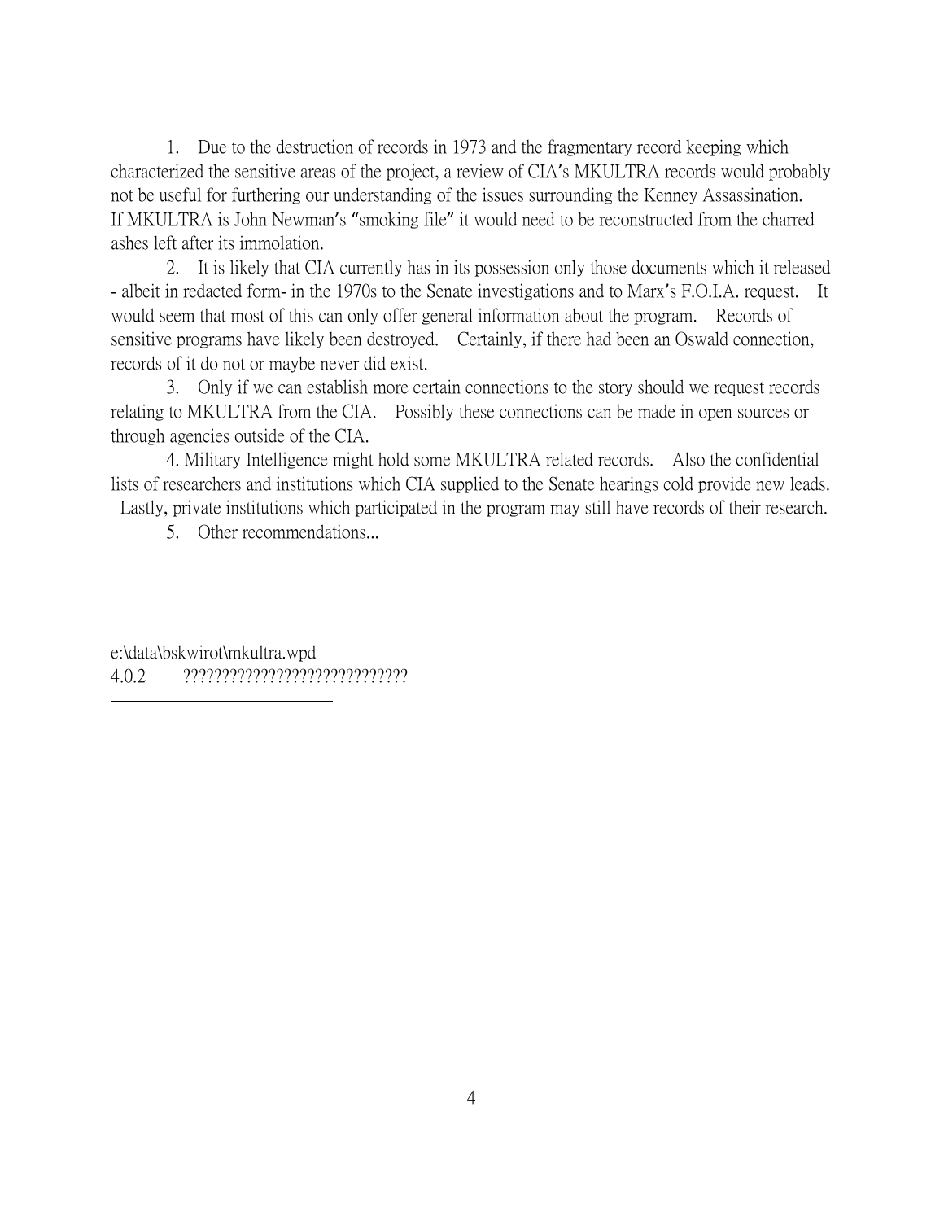1. Due to the destruction of records in 1973 and the fragmentary record keeping which characterized the sensitive areas of the project, a review of CIA's MKULTRA records would probably not be useful for furthering our understanding of the issues surrounding the Kenney Assassination. If MKULTRA is John Newman's "smoking file" it would need to be reconstructed from the charred ashes left after its immolation.

2. It is likely that CIA currently has in its possession only those documents which it released - albeit in redacted form- in the 1970s to the Senate investigations and to Marx's F.O.I.A. request. It would seem that most of this can only offer general information about the program. Records of sensitive programs have likely been destroyed. Certainly, if there had been an Oswald connection, records of it do not or maybe never did exist.

3. Only if we can establish more certain connections to the story should we request records relating to MKULTRA from the CIA. Possibly these connections can be made in open sources or through agencies outside of the CIA.

4. Military Intelligence might hold some MKULTRA related records. Also the confidential lists of researchers and institutions which CIA supplied to the Senate hearings cold provide new leads. Lastly, private institutions which participated in the program may still have records of their research.

5. Other recommendations...

e:\data\bskwirot\mkultra.wpd
4.0.2 ????????????????????????????